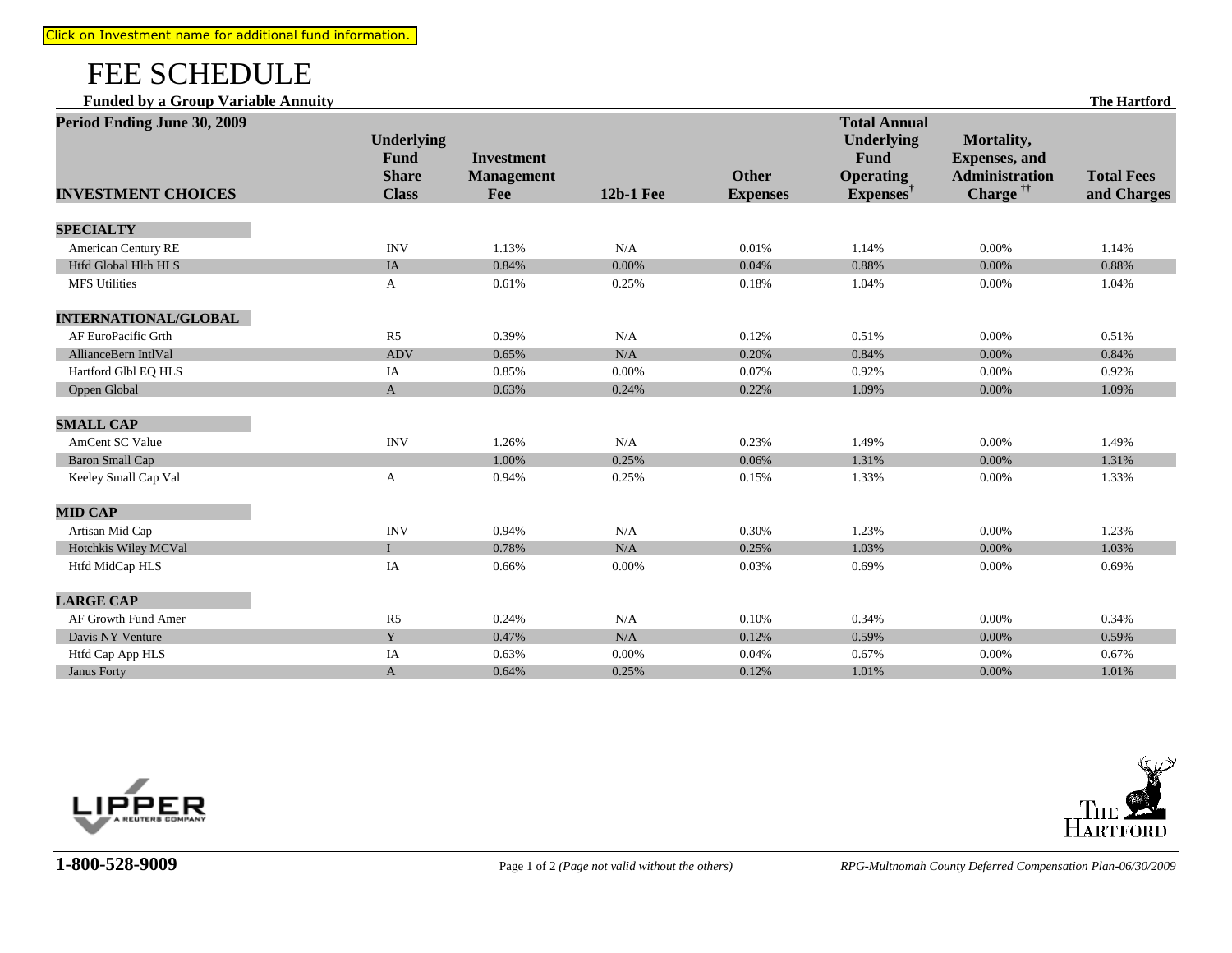Click on Investment name for additional fund information.

# FEE SCHEDULE

**Funded by a Group Variable Annuity** **The Hartford**

| **Period Ending June 30, 2009** INVESTMENT CHOICES | Underlying Fund Share Class | Investment Management Fee | 12b-1 Fee | Other Expenses | Total Annual Underlying Fund Operating Expenses† | Mortality, Expenses, and Administration Charge †† | Total Fees and Charges |
|---|---|---|---|---|---|---|---|
| **SPECIALTY** | | | | | | | |
| American Century RE | INV | 1.13% | N/A | 0.01% | 1.14% | 0.00% | 1.14% |
| Htfd Global Hlth HLS | IA | 0.84% | 0.00% | 0.04% | 0.88% | 0.00% | 0.88% |
| MFS Utilities | A | 0.61% | 0.25% | 0.18% | 1.04% | 0.00% | 1.04% |
| **INTERNATIONAL/GLOBAL** | | | | | | | |
| AF EuroPacific Grth | R5 | 0.39% | N/A | 0.12% | 0.51% | 0.00% | 0.51% |
| AllianceBern IntlVal | ADV | 0.65% | N/A | 0.20% | 0.84% | 0.00% | 0.84% |
| Hartford Glbl EQ HLS | IA | 0.85% | 0.00% | 0.07% | 0.92% | 0.00% | 0.92% |
| Oppen Global | A | 0.63% | 0.24% | 0.22% | 1.09% | 0.00% | 1.09% |
| **SMALL CAP** | | | | | | | |
| AmCent SC Value | INV | 1.26% | N/A | 0.23% | 1.49% | 0.00% | 1.49% |
| Baron Small Cap | | 1.00% | 0.25% | 0.06% | 1.31% | 0.00% | 1.31% |
| Keeley Small Cap Val | A | 0.94% | 0.25% | 0.15% | 1.33% | 0.00% | 1.33% |
| **MID CAP** | | | | | | | |
| Artisan Mid Cap | INV | 0.94% | N/A | 0.30% | 1.23% | 0.00% | 1.23% |
| Hotchkis Wiley MCVal | I | 0.78% | N/A | 0.25% | 1.03% | 0.00% | 1.03% |
| Htfd MidCap HLS | IA | 0.66% | 0.00% | 0.03% | 0.69% | 0.00% | 0.69% |
| **LARGE CAP** | | | | | | | |
| AF Growth Fund Amer | R5 | 0.24% | N/A | 0.10% | 0.34% | 0.00% | 0.34% |
| Davis NY Venture | Y | 0.47% | N/A | 0.12% | 0.59% | 0.00% | 0.59% |
| Htfd Cap App HLS | IA | 0.63% | 0.00% | 0.04% | 0.67% | 0.00% | 0.67% |
| Janus Forty | A | 0.64% | 0.25% | 0.12% | 1.01% | 0.00% | 1.01% |

**1-800-528-9009**

*(Page not valid without the others)*

*RPG-Multnomah County Deferred Compensation Plan-06/30/2009*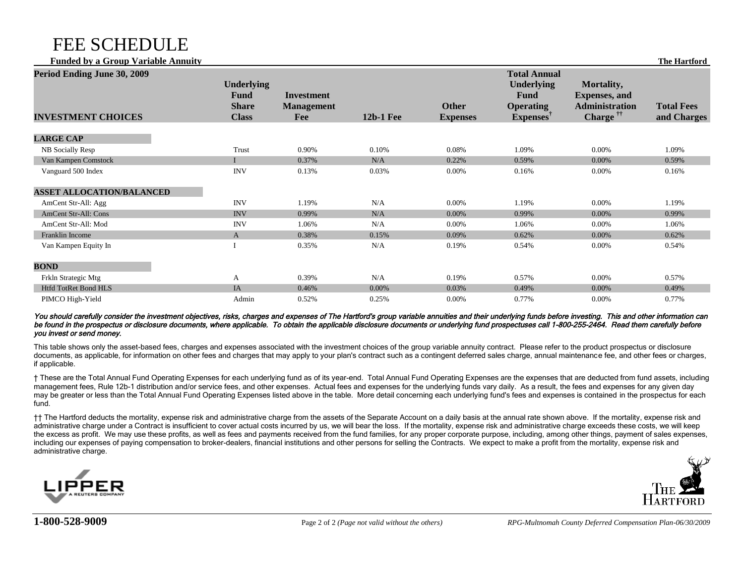# FEE SCHEDULE

**Funded by a Group Variable Annuity** **The Hartford**

| Period Ending June 30, 2009 INVESTMENT CHOICES | Underlying Fund Share Class | Investment Management Fee | 12b-1 Fee | Other Expenses | Total Annual Underlying Fund Operating Expenses† | Mortality, Expenses, and Administration Charge †† | Total Fees and Charges |
|---|---|---|---|---|---|---|---|
| **LARGE CAP** | | | | | | | |
| NB Socially Resp | Trust | 0.90% | 0.10% | 0.08% | 1.09% | 0.00% | 1.09% |
| Van Kampen Comstock | I | 0.37% | N/A | 0.22% | 0.59% | 0.00% | 0.59% |
| Vanguard 500 Index | INV | 0.13% | 0.03% | 0.00% | 0.16% | 0.00% | 0.16% |
| **ASSET ALLOCATION/BALANCED** | | | | | | | |
| AmCent Str-All: Agg | INV | 1.19% | N/A | 0.00% | 1.19% | 0.00% | 1.19% |
| AmCent Str-All: Cons | INV | 0.99% | N/A | 0.00% | 0.99% | 0.00% | 0.99% |
| AmCent Str-All: Mod | INV | 1.06% | N/A | 0.00% | 1.06% | 0.00% | 1.06% |
| Franklin Income | A | 0.38% | 0.15% | 0.09% | 0.62% | 0.00% | 0.62% |
| Van Kampen Equity In | I | 0.35% | N/A | 0.19% | 0.54% | 0.00% | 0.54% |
| **BOND** | | | | | | | |
| Frkln Strategic Mtg | A | 0.39% | N/A | 0.19% | 0.57% | 0.00% | 0.57% |
| Htfd TotRet Bond HLS | IA | 0.46% | 0.00% | 0.03% | 0.49% | 0.00% | 0.49% |
| PIMCO High-Yield | Admin | 0.52% | 0.25% | 0.00% | 0.77% | 0.00% | 0.77% |

***You should carefully consider the investment objectives, risks, charges and expenses of The Hartford's group variable annuities and their underlying funds before investing. This and other information can be found in the prospectus or disclosure documents, where applicable. To obtain the applicable disclosure documents or underlying fund prospectuses call 1-800-255-2464. Read them carefully before you invest or send money.***

This table shows only the asset-based fees, charges and expenses associated with the investment choices of the group variable annuity contract. Please refer to the product prospectus or disclosure documents, as applicable, for information on other fees and charges that may apply to your plan's contract such as a contingent deferred sales charge, annual maintenance fee, and other fees or charges, if applicable.

† These are the Total Annual Fund Operating Expenses for each underlying fund as of its year-end. Total Annual Fund Operating Expenses are the expenses that are deducted from fund assets, including management fees, Rule 12b-1 distribution and/or service fees, and other expenses. Actual fees and expenses for the underlying funds vary daily. As a result, the fees and expenses for any given day may be greater or less than the Total Annual Fund Operating Expenses listed above in the table. More detail concerning each underlying fund's fees and expenses is contained in the prospectus for each fund.

†† The Hartford deducts the mortality, expense risk and administrative charge from the assets of the Separate Account on a daily basis at the annual rate shown above. If the mortality, expense risk and administrative charge under a Contract is insufficient to cover actual costs incurred by us, we will bear the loss. If the mortality, expense risk and administrative charge exceeds these costs, we will keep the excess as profit. We may use these profits, as well as fees and payments received from the fund families, for any proper corporate purpose, including, among other things, payment of sales expenses, including our expenses of paying compensation to broker-dealers, financial institutions and other persons for selling the Contracts. We expect to make a profit from the mortality, expense risk and administrative charge.

LIPPER A REUTERS COMPANY

THE HARTFORD

**1-800-528-9009**

*(Page not valid without the others)*

*RPG-Multnomah County Deferred Compensation Plan-06/30/2009*